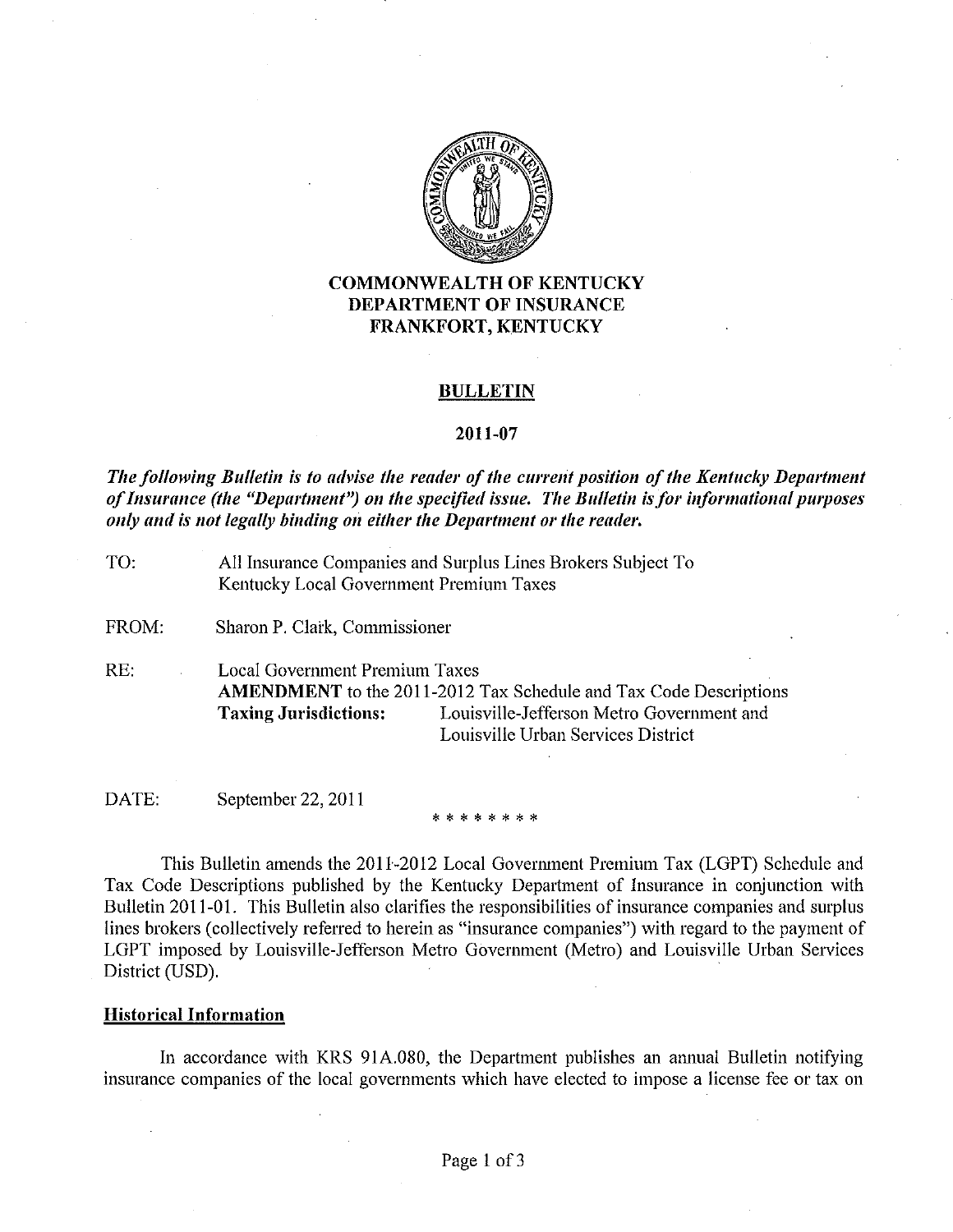**COMMONWEALTH OF KENTUCKY**
**DEPARTMENT OF INSURANCE**
**FRANKFORT, KENTUCKY**

## BULLETIN

**2011-07**

***The following Bulletin is to advise the reader of the current position of the Kentucky Department of Insurance (the "Department") on the specified issue. The Bulletin is for informational purposes only and is not legally binding on either the Department or the reader.***

TO: All Insurance Companies and Surplus Lines Brokers Subject To Kentucky Local Government Premium Taxes

FROM: Sharon P. Clark, Commissioner

RE: Local Government Premium Taxes
**AMENDMENT** to the 2011-2012 Tax Schedule and Tax Code Descriptions
**Taxing Jurisdictions:** Louisville-Jefferson Metro Government and Louisville Urban Services District

DATE: September 22, 2011

* * * * * * * *

This Bulletin amends the 2011-2012 Local Government Premium Tax (LGPT) Schedule and Tax Code Descriptions published by the Kentucky Department of Insurance in conjunction with Bulletin 2011-01. This Bulletin also clarifies the responsibilities of insurance companies and surplus lines brokers (collectively referred to herein as "insurance companies") with regard to the payment of LGPT imposed by Louisville-Jefferson Metro Government (Metro) and Louisville Urban Services District (USD).

### Historical Information

In accordance with KRS 91A.080, the Department publishes an annual Bulletin notifying insurance companies of the local governments which have elected to impose a license fee or tax on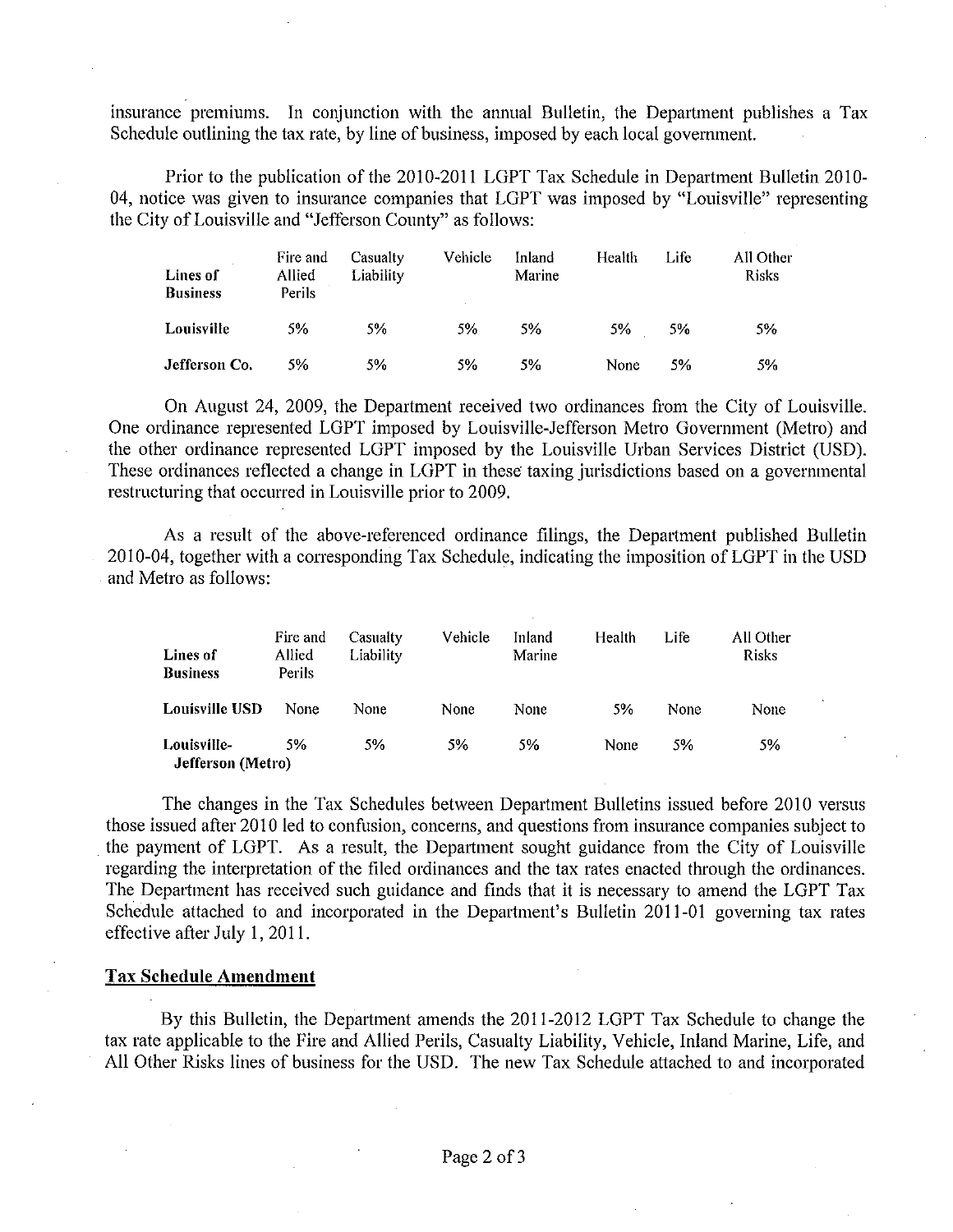insurance premiums. In conjunction with the annual Bulletin, the Department publishes a Tax Schedule outlining the tax rate, by line of business, imposed by each local government.

Prior to the publication of the 2010-2011 LGPT Tax Schedule in Department Bulletin 2010-04, notice was given to insurance companies that LGPT was imposed by "Louisville" representing the City of Louisville and "Jefferson County" as follows:

| Lines of Business | Fire and Allied Perils | Casualty Liability | Vehicle | Inland Marine | Health | Life | All Other Risks |
|---|---|---|---|---|---|---|---|
| **Louisville** | 5% | 5% | 5% | 5% | 5% | 5% | 5% |
| **Jefferson Co.** | 5% | 5% | 5% | 5% | None | 5% | 5% |

On August 24, 2009, the Department received two ordinances from the City of Louisville. One ordinance represented LGPT imposed by Louisville-Jefferson Metro Government (Metro) and the other ordinance represented LGPT imposed by the Louisville Urban Services District (USD). These ordinances reflected a change in LGPT in these taxing jurisdictions based on a governmental restructuring that occurred in Louisville prior to 2009.

As a result of the above-referenced ordinance filings, the Department published Bulletin 2010-04, together with a corresponding Tax Schedule, indicating the imposition of LGPT in the USD and Metro as follows:

| Lines of Business | Fire and Allied Perils | Casualty Liability | Vehicle | Inland Marine | Health | Life | All Other Risks |
|---|---|---|---|---|---|---|---|
| **Louisville USD** | None | None | None | None | 5% | None | None |
| **Louisville-Jefferson (Metro)** | 5% | 5% | 5% | 5% | None | 5% | 5% |

The changes in the Tax Schedules between Department Bulletins issued before 2010 versus those issued after 2010 led to confusion, concerns, and questions from insurance companies subject to the payment of LGPT. As a result, the Department sought guidance from the City of Louisville regarding the interpretation of the filed ordinances and the tax rates enacted through the ordinances. The Department has received such guidance and finds that it is necessary to amend the LGPT Tax Schedule attached to and incorporated in the Department's Bulletin 2011-01 governing tax rates effective after July 1, 2011.

## Tax Schedule Amendment

By this Bulletin, the Department amends the 2011-2012 LGPT Tax Schedule to change the tax rate applicable to the Fire and Allied Perils, Casualty Liability, Vehicle, Inland Marine, Life, and All Other Risks lines of business for the USD. The new Tax Schedule attached to and incorporated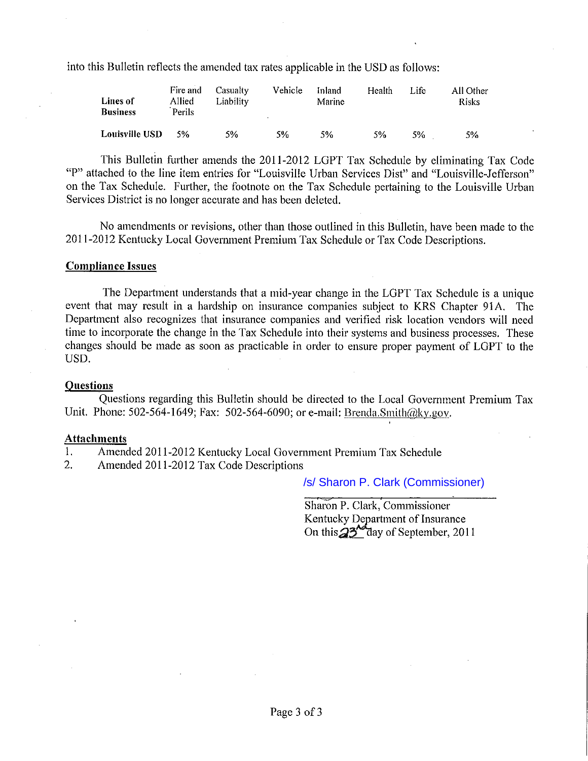into this Bulletin reflects the amended tax rates applicable in the USD as follows:

| Lines of Business | Fire and Allied Perils | Casualty Liability | Vehicle | Inland Marine | Health | Life | All Other Risks |
|---|---|---|---|---|---|---|---|
| **Louisville USD** | 5% | 5% | 5% | 5% | 5% | 5% | 5% |

This Bulletin further amends the 2011-2012 LGPT Tax Schedule by eliminating Tax Code "P" attached to the line item entries for "Louisville Urban Services Dist" and "Louisville-Jefferson" on the Tax Schedule. Further, the footnote on the Tax Schedule pertaining to the Louisville Urban Services District is no longer accurate and has been deleted.

No amendments or revisions, other than those outlined in this Bulletin, have been made to the 2011-2012 Kentucky Local Government Premium Tax Schedule or Tax Code Descriptions.

## Compliance Issues

The Department understands that a mid-year change in the LGPT Tax Schedule is a unique event that may result in a hardship on insurance companies subject to KRS Chapter 91A. The Department also recognizes that insurance companies and verified risk location vendors will need time to incorporate the change in the Tax Schedule into their systems and business processes. These changes should be made as soon as practicable in order to ensure proper payment of LGPT to the USD.

## Questions

Questions regarding this Bulletin should be directed to the Local Government Premium Tax Unit. Phone: 502-564-1649; Fax: 502-564-6090; or e-mail: Brenda.Smith@ky.gov.

## Attachments

1. Amended 2011-2012 Kentucky Local Government Premium Tax Schedule
2. Amended 2011-2012 Tax Code Descriptions

/s/ Sharon P. Clark (Commissioner)

Sharon P. Clark, Commissioner
Kentucky Department of Insurance
On this 23rd day of September, 2011